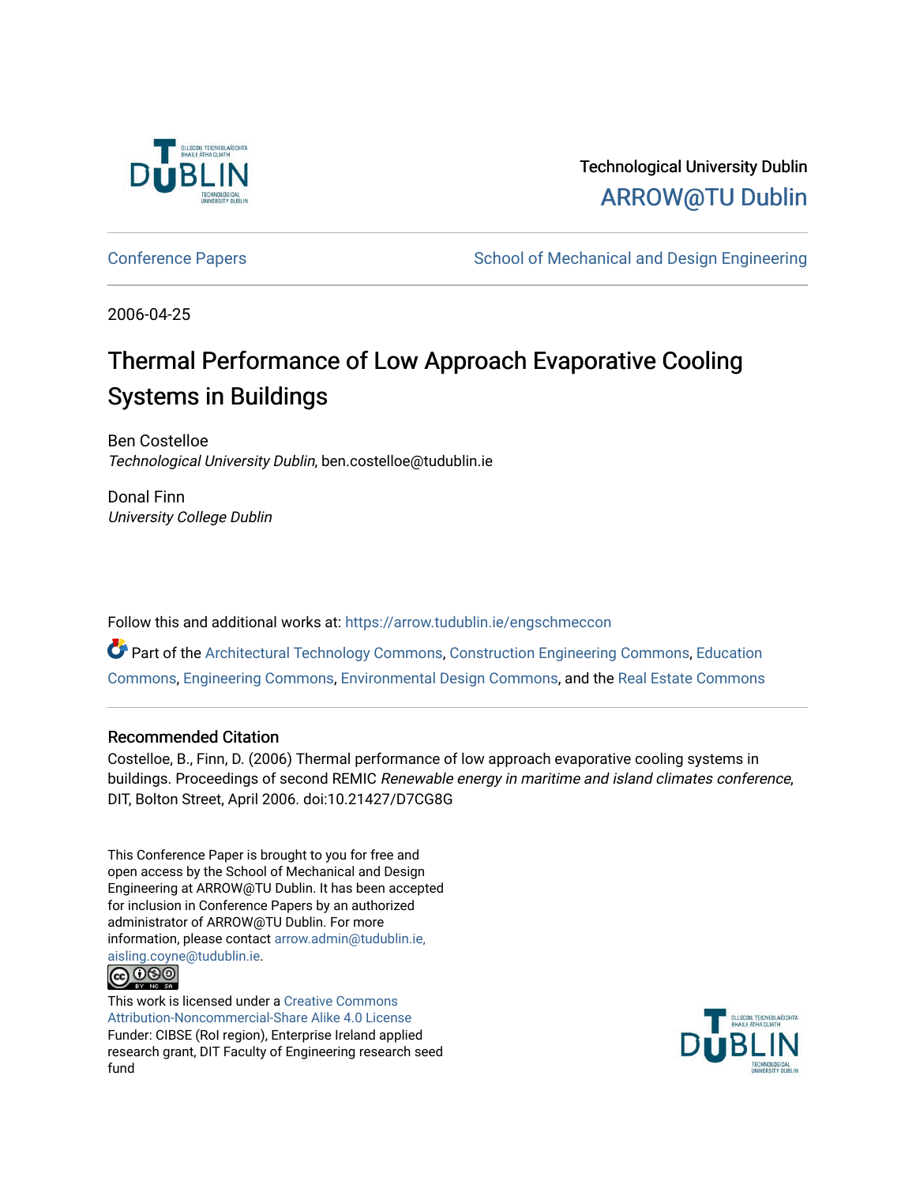Technological University Dublin

ARROW@TU Dublin

Conference Papers | School of Mechanical and Design Engineering

2006-04-25

# Thermal Performance of Low Approach Evaporative Cooling Systems in Buildings

Ben Costelloe
*Technological University Dublin*, ben.costelloe@tudublin.ie

Donal Finn
*University College Dublin*

Follow this and additional works at: https://arrow.tudublin.ie/engschmeccon

Part of the Architectural Technology Commons, Construction Engineering Commons, Education Commons, Engineering Commons, Environmental Design Commons, and the Real Estate Commons

## Recommended Citation

Costelloe, B., Finn, D. (2006) Thermal performance of low approach evaporative cooling systems in buildings. Proceedings of second REMIC *Renewable energy in maritime and island climates conference*, DIT, Bolton Street, April 2006. doi:10.21427/D7CG8G

This Conference Paper is brought to you for free and open access by the School of Mechanical and Design Engineering at ARROW@TU Dublin. It has been accepted for inclusion in Conference Papers by an authorized administrator of ARROW@TU Dublin. For more information, please contact arrow.admin@tudublin.ie, aisling.coyne@tudublin.ie.

This work is licensed under a Creative Commons Attribution-Noncommercial-Share Alike 4.0 License

Funder: CIBSE (RoI region), Enterprise Ireland applied research grant, DIT Faculty of Engineering research seed fund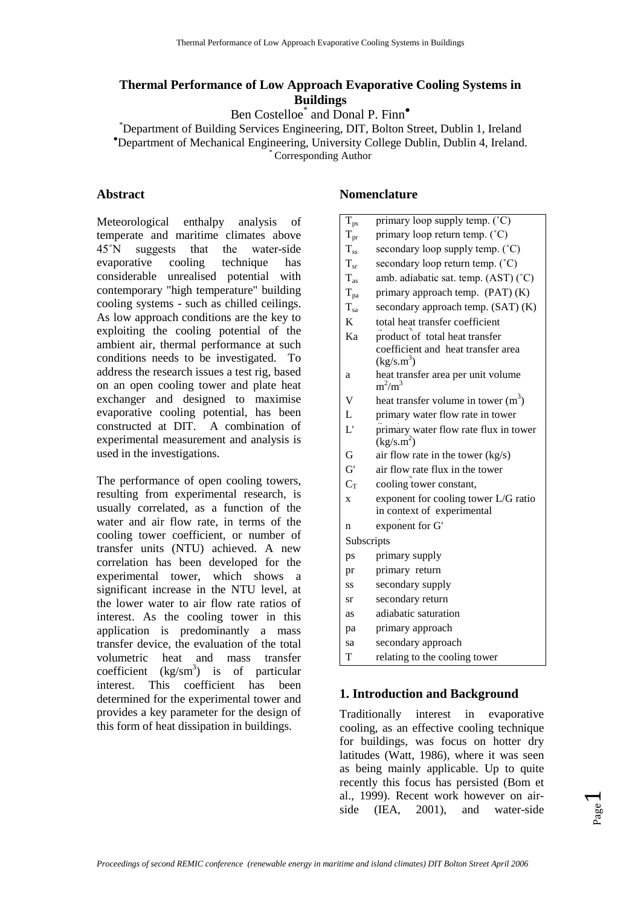# Thermal Performance of Low Approach Evaporative Cooling Systems in Buildings

Ben Costelloe[*] and Donal P. Finn[•]

[*]Department of Building Services Engineering, DIT, Bolton Street, Dublin 1, Ireland

[•]Department of Mechanical Engineering, University College Dublin, Dublin 4, Ireland.

[*] Corresponding Author

## Abstract

Meteorological enthalpy analysis of temperate and maritime climates above 45˚N suggests that the water-side evaporative cooling technique has considerable unrealised potential with contemporary "high temperature" building cooling systems - such as chilled ceilings. As low approach conditions are the key to exploiting the cooling potential of the ambient air, thermal performance at such conditions needs to be investigated. To address the research issues a test rig, based on an open cooling tower and plate heat exchanger and designed to maximise evaporative cooling potential, has been constructed at DIT. A combination of experimental measurement and analysis is used in the investigations.

The performance of open cooling towers, resulting from experimental research, is usually correlated, as a function of the water and air flow rate, in terms of the cooling tower coefficient, or number of transfer units (NTU) achieved. A new correlation has been developed for the experimental tower, which shows a significant increase in the NTU level, at the lower water to air flow rate ratios of interest. As the cooling tower in this application is predominantly a mass transfer device, the evaluation of the total volumetric heat and mass transfer coefficient (kg/sm$^3$) is of particular interest. This coefficient has been determined for the experimental tower and provides a key parameter for the design of this form of heat dissipation in buildings.

## Nomenclature

| | |
|---|---|
| $T_{ps}$ | primary loop supply temp. (˚C) |
| $T_{pr}$ | primary loop return temp. (˚C) |
| $T_{ss}$ | secondary loop supply temp. (˚C) |
| $T_{sr}$ | secondary loop return temp. (˚C) |
| $T_{as}$ | amb. adiabatic sat. temp. (AST) (˚C) |
| $T_{pa}$ | primary approach temp. (PAT) (K) |
| $T_{sa}$ | secondary approach temp. (SAT) (K) |
| K | total heat transfer coefficient |
| Ka | product of total heat transfer coefficient and heat transfer area (kg/s.m$^3$) |
| a | heat transfer area per unit volume m$^2$/m$^3$ |
| V | heat transfer volume in tower (m$^3$) |
| L | primary water flow rate in tower |
| L' | primary water flow rate flux in tower (kg/s.m$^2$) |
| G | air flow rate in the tower (kg/s) |
| G' | air flow rate flux in the tower |
| $C_T$ | cooling tower constant, |
| x | exponent for cooling tower L/G ratio in context of experimental |
| n | exponent for G' |
| Subscripts | |
| ps | primary supply |
| pr | primary return |
| ss | secondary supply |
| sr | secondary return |
| as | adiabatic saturation |
| pa | primary approach |
| sa | secondary approach |
| T | relating to the cooling tower |

## 1. Introduction and Background

Traditionally interest in evaporative cooling, as an effective cooling technique for buildings, was focus on hotter dry latitudes (Watt, 1986), where it was seen as being mainly applicable. Up to quite recently this focus has persisted (Bom et al., 1999). Recent work however on air-side (IEA, 2001), and water-side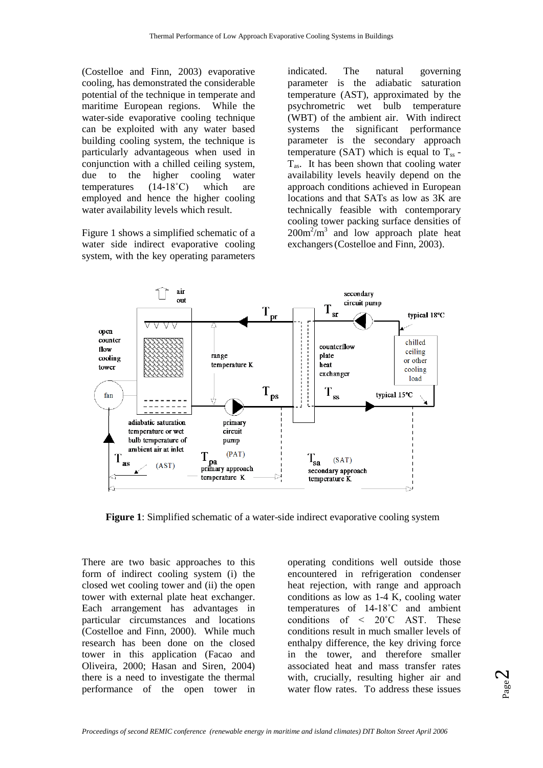(Costelloe and Finn, 2003) evaporative cooling, has demonstrated the considerable potential of the technique in temperate and maritime European regions. While the water-side evaporative cooling technique can be exploited with any water based building cooling system, the technique is particularly advantageous when used in conjunction with a chilled ceiling system, due to the higher cooling water temperatures (14-18˚C) which are employed and hence the higher cooling water availability levels which result.

Figure 1 shows a simplified schematic of a water side indirect evaporative cooling system, with the key operating parameters indicated. The natural governing parameter is the adiabatic saturation temperature (AST), approximated by the psychrometric wet bulb temperature (WBT) of the ambient air. With indirect systems the significant performance parameter is the secondary approach temperature (SAT) which is equal to $T_{ss}$ - $T_{as}$. It has been shown that cooling water availability levels heavily depend on the approach conditions achieved in European locations and that SATs as low as 3K are technically feasible with contemporary cooling tower packing surface densities of $200m^2/m^3$ and low approach plate heat exchangers (Costelloe and Finn, 2003).

**Figure 1**: Simplified schematic of a water-side indirect evaporative cooling system

There are two basic approaches to this form of indirect cooling system (i) the closed wet cooling tower and (ii) the open tower with external plate heat exchanger. Each arrangement has advantages in particular circumstances and locations (Costelloe and Finn, 2000). While much research has been done on the closed tower in this application (Facao and Oliveira, 2000; Hasan and Siren, 2004) there is a need to investigate the thermal performance of the open tower in operating conditions well outside those encountered in refrigeration condenser heat rejection, with range and approach conditions as low as 1-4 K, cooling water temperatures of 14-18˚C and ambient conditions of < 20˚C AST. These conditions result in much smaller levels of enthalpy difference, the key driving force in the tower, and therefore smaller associated heat and mass transfer rates with, crucially, resulting higher air and water flow rates. To address these issues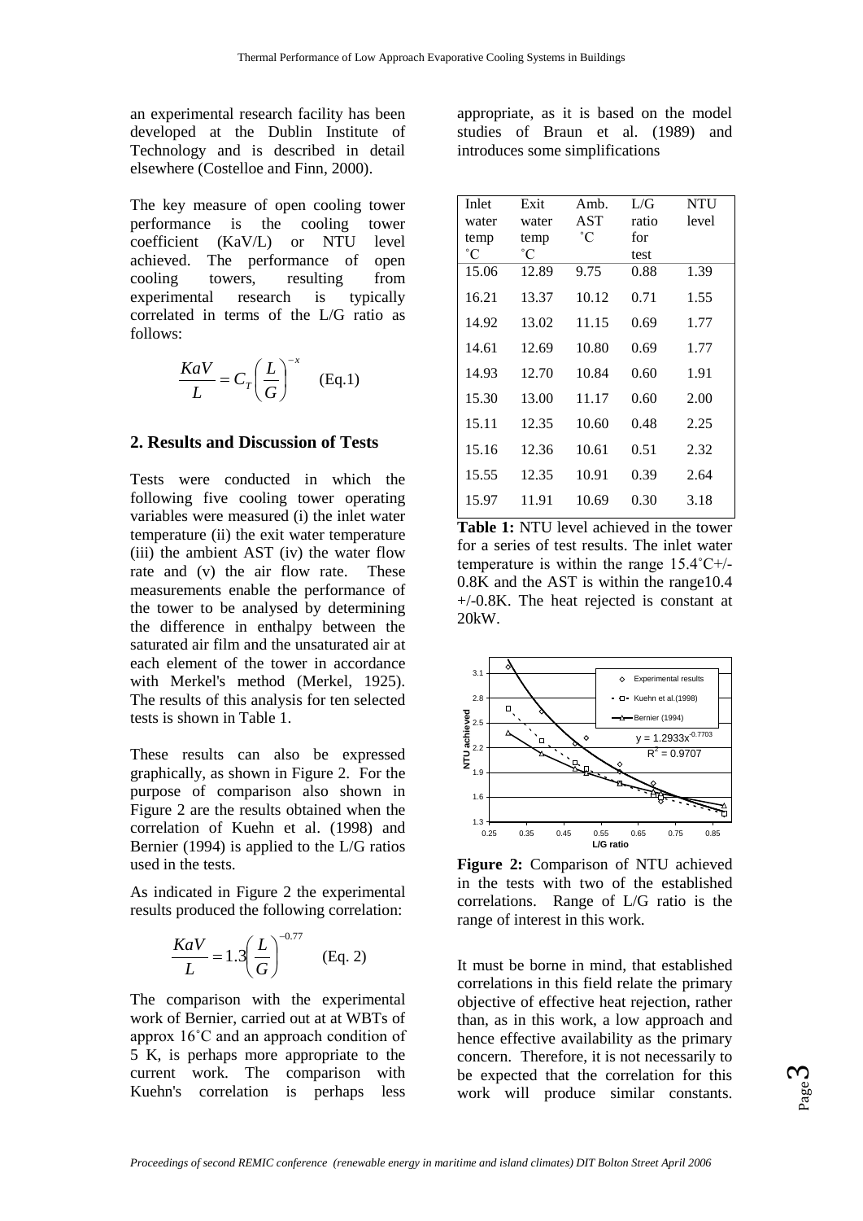an experimental research facility has been developed at the Dublin Institute of Technology and is described in detail elsewhere (Costelloe and Finn, 2000).

The key measure of open cooling tower performance is the cooling tower coefficient (KaV/L) or NTU level achieved. The performance of open cooling towers, resulting from experimental research is typically correlated in terms of the L/G ratio as follows:

$$\frac{KaV}{L} = C_T \left(\frac{L}{G}\right)^{-x} \quad \text{(Eq.1)}$$

## 2. Results and Discussion of Tests

Tests were conducted in which the following five cooling tower operating variables were measured (i) the inlet water temperature (ii) the exit water temperature (iii) the ambient AST (iv) the water flow rate and (v) the air flow rate. These measurements enable the performance of the tower to be analysed by determining the difference in enthalpy between the saturated air film and the unsaturated air at each element of the tower in accordance with Merkel's method (Merkel, 1925). The results of this analysis for ten selected tests is shown in Table 1.

These results can also be expressed graphically, as shown in Figure 2. For the purpose of comparison also shown in Figure 2 are the results obtained when the correlation of Kuehn et al. (1998) and Bernier (1994) is applied to the L/G ratios used in the tests.

As indicated in Figure 2 the experimental results produced the following correlation:

$$\frac{KaV}{L} = 1.3\left(\frac{L}{G}\right)^{-0.77} \quad \text{(Eq. 2)}$$

The comparison with the experimental work of Bernier, carried out at at WBTs of approx 16˚C and an approach condition of 5 K, is perhaps more appropriate to the current work. The comparison with Kuehn's correlation is perhaps less appropriate, as it is based on the model studies of Braun et al. (1989) and introduces some simplifications

| Inlet water temp ˚C | Exit water temp ˚C | Amb. AST ˚C | L/G ratio for test | NTU level |
|---|---|---|---|---|
| 15.06 | 12.89 | 9.75 | 0.88 | 1.39 |
| 16.21 | 13.37 | 10.12 | 0.71 | 1.55 |
| 14.92 | 13.02 | 11.15 | 0.69 | 1.77 |
| 14.61 | 12.69 | 10.80 | 0.69 | 1.77 |
| 14.93 | 12.70 | 10.84 | 0.60 | 1.91 |
| 15.30 | 13.00 | 11.17 | 0.60 | 2.00 |
| 15.11 | 12.35 | 10.60 | 0.48 | 2.25 |
| 15.16 | 12.36 | 10.61 | 0.51 | 2.32 |
| 15.55 | 12.35 | 10.91 | 0.39 | 2.64 |
| 15.97 | 11.91 | 10.69 | 0.30 | 3.18 |

**Table 1:** NTU level achieved in the tower for a series of test results. The inlet water temperature is within the range 15.4˚C+/-0.8K and the AST is within the range10.4 +/-0.8K. The heat rejected is constant at 20kW.

**Figure 2:** Comparison of NTU achieved in the tests with two of the established correlations. Range of L/G ratio is the range of interest in this work.

It must be borne in mind, that established correlations in this field relate the primary objective of effective heat rejection, rather than, as in this work, a low approach and hence effective availability as the primary concern. Therefore, it is not necessarily to be expected that the correlation for this work will produce similar constants.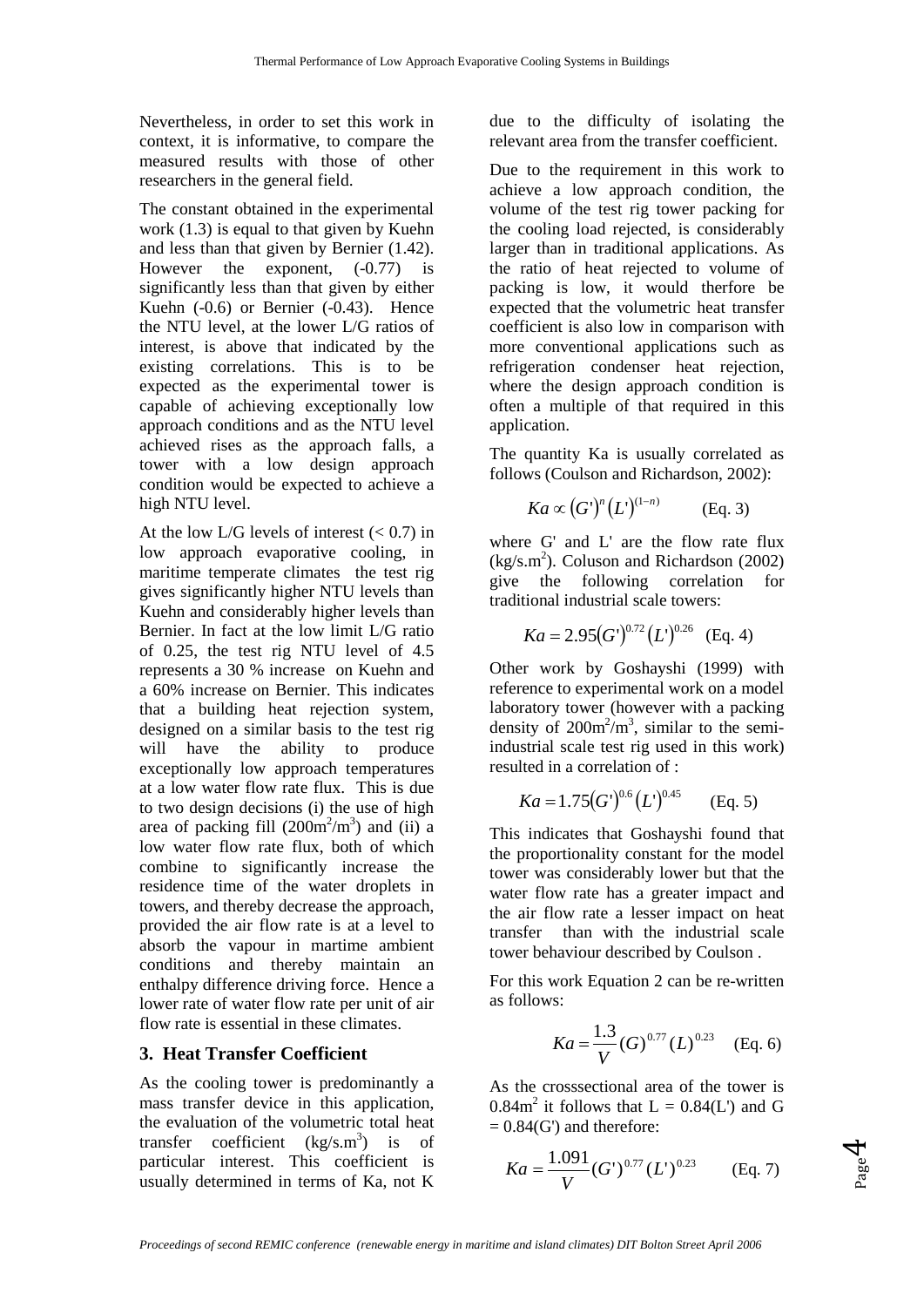Nevertheless, in order to set this work in context, it is informative, to compare the measured results with those of other researchers in the general field.

The constant obtained in the experimental work (1.3) is equal to that given by Kuehn and less than that given by Bernier (1.42). However the exponent, (-0.77) is significantly less than that given by either Kuehn (-0.6) or Bernier (-0.43). Hence the NTU level, at the lower L/G ratios of interest, is above that indicated by the existing correlations. This is to be expected as the experimental tower is capable of achieving exceptionally low approach conditions and as the NTU level achieved rises as the approach falls, a tower with a low design approach condition would be expected to achieve a high NTU level.

At the low L/G levels of interest (< 0.7) in low approach evaporative cooling, in maritime temperate climates the test rig gives significantly higher NTU levels than Kuehn and considerably higher levels than Bernier. In fact at the low limit L/G ratio of 0.25, the test rig NTU level of 4.5 represents a 30 % increase on Kuehn and a 60% increase on Bernier. This indicates that a building heat rejection system, designed on a similar basis to the test rig will have the ability to produce exceptionally low approach temperatures at a low water flow rate flux. This is due to two design decisions (i) the use of high area of packing fill ($200m^2/m^3$) and (ii) a low water flow rate flux, both of which combine to significantly increase the residence time of the water droplets in towers, and thereby decrease the approach, provided the air flow rate is at a level to absorb the vapour in martime ambient conditions and thereby maintain an enthalpy difference driving force. Hence a lower rate of water flow rate per unit of air flow rate is essential in these climates.

## 3. Heat Transfer Coefficient

As the cooling tower is predominantly a mass transfer device in this application, the evaluation of the volumetric total heat transfer coefficient ($kg/s.m^3$) is of particular interest. This coefficient is usually determined in terms of Ka, not K due to the difficulty of isolating the relevant area from the transfer coefficient.

Due to the requirement in this work to achieve a low approach condition, the volume of the test rig tower packing for the cooling load rejected, is considerably larger than in traditional applications. As the ratio of heat rejected to volume of packing is low, it would therfore be expected that the volumetric heat transfer coefficient is also low in comparison with more conventional applications such as refrigeration condenser heat rejection, where the design approach condition is often a multiple of that required in this application.

The quantity Ka is usually correlated as follows (Coulson and Richardson, 2002):

$$Ka \propto (G')^n (L')^{(1-n)} \qquad \text{(Eq. 3)}$$

where G' and L' are the flow rate flux ($kg/s.m^2$). Coluson and Richardson (2002) give the following correlation for traditional industrial scale towers:

$$Ka = 2.95(G')^{0.72}(L')^{0.26} \quad \text{(Eq. 4)}$$

Other work by Goshayshi (1999) with reference to experimental work on a model laboratory tower (however with a packing density of $200m^2/m^3$, similar to the semi-industrial scale test rig used in this work) resulted in a correlation of :

$$Ka = 1.75(G')^{0.6}(L')^{0.45} \qquad \text{(Eq. 5)}$$

This indicates that Goshayshi found that the proportionality constant for the model tower was considerably lower but that the water flow rate has a greater impact and the air flow rate a lesser impact on heat transfer than with the industrial scale tower behaviour described by Coulson .

For this work Equation 2 can be re-written as follows:

$$Ka = \frac{1.3}{V}(G)^{0.77}(L)^{0.23} \quad \text{(Eq. 6)}$$

As the crosssectional area of the tower is $0.84m^2$ it follows that L = 0.84(L') and G = 0.84(G') and therefore:

$$Ka = \frac{1.091}{V}(G')^{0.77}(L')^{0.23} \qquad \text{(Eq. 7)}$$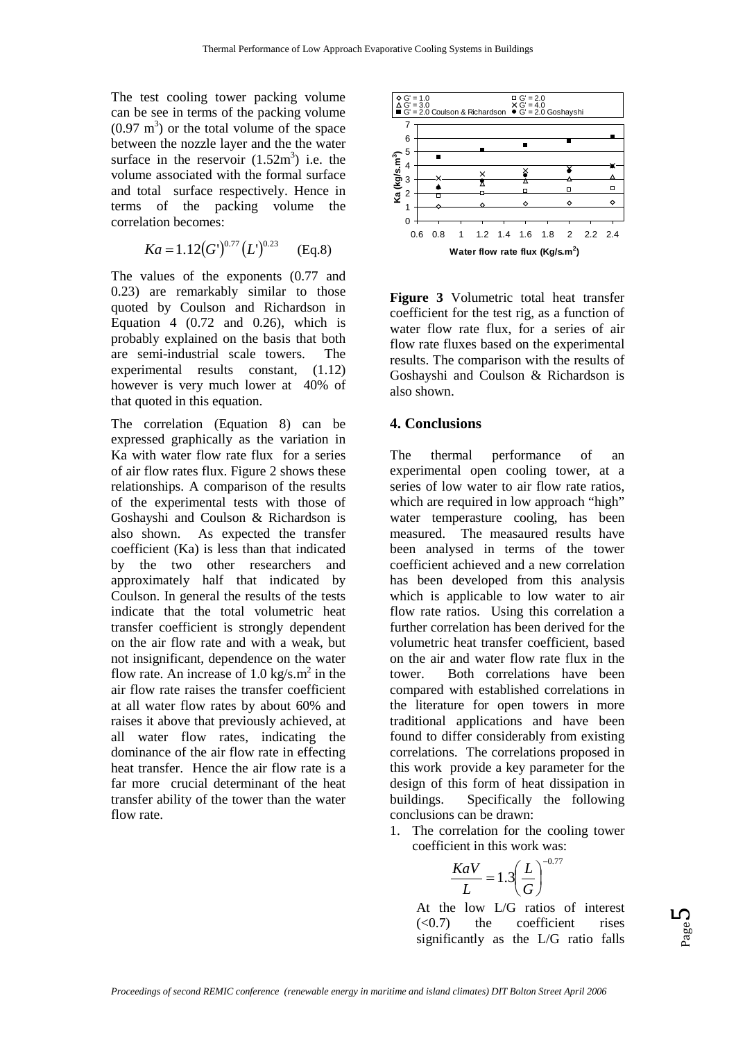The test cooling tower packing volume can be see in terms of the packing volume (0.97 $m^3$) or the total volume of the space between the nozzle layer and the the water surface in the reservoir (1.52$m^3$) i.e. the volume associated with the formal surface and total surface respectively. Hence in terms of the packing volume the correlation becomes:

$$Ka = 1.12(G')^{0.77}(L')^{0.23} \quad \text{(Eq.8)}$$

The values of the exponents (0.77 and 0.23) are remarkably similar to those quoted by Coulson and Richardson in Equation 4 (0.72 and 0.26), which is probably explained on the basis that both are semi-industrial scale towers. The experimental results constant, (1.12) however is very much lower at 40% of that quoted in this equation.

The correlation (Equation 8) can be expressed graphically as the variation in Ka with water flow rate flux for a series of air flow rates flux. Figure 2 shows these relationships. A comparison of the results of the experimental tests with those of Goshayshi and Coulson & Richardson is also shown. As expected the transfer coefficient (Ka) is less than that indicated by the two other researchers and approximately half that indicated by Coulson. In general the results of the tests indicate that the total volumetric heat transfer coefficient is strongly dependent on the air flow rate and with a weak, but not insignificant, dependence on the water flow rate. An increase of 1.0 kg/s.$m^2$ in the air flow rate raises the transfer coefficient at all water flow rates by about 60% and raises it above that previously achieved, at all water flow rates, indicating the dominance of the air flow rate in effecting heat transfer. Hence the air flow rate is a far more crucial determinant of the heat transfer ability of the tower than the water flow rate.

**Figure 3** Volumetric total heat transfer coefficient for the test rig, as a function of water flow rate flux, for a series of air flow rate fluxes based on the experimental results. The comparison with the results of Goshayshi and Coulson & Richardson is also shown.

## 4. Conclusions

The thermal performance of an experimental open cooling tower, at a series of low water to air flow rate ratios, which are required in low approach "high" water temperasture cooling, has been measured. The measaured results have been analysed in terms of the tower coefficient achieved and a new correlation has been developed from this analysis which is applicable to low water to air flow rate ratios. Using this correlation a further correlation has been derived for the volumetric heat transfer coefficient, based on the air and water flow rate flux in the tower. Both correlations have been compared with established correlations in the literature for open towers in more traditional applications and have been found to differ considerably from existing correlations. The correlations proposed in this work provide a key parameter for the design of this form of heat dissipation in buildings. Specifically the following conclusions can be drawn:

1. The correlation for the cooling tower coefficient in this work was:

   $$\frac{KaV}{L} = 1.3\left(\frac{L}{G}\right)^{-0.77}$$

   At the low L/G ratios of interest (<0.7) the coefficient rises significantly as the L/G ratio falls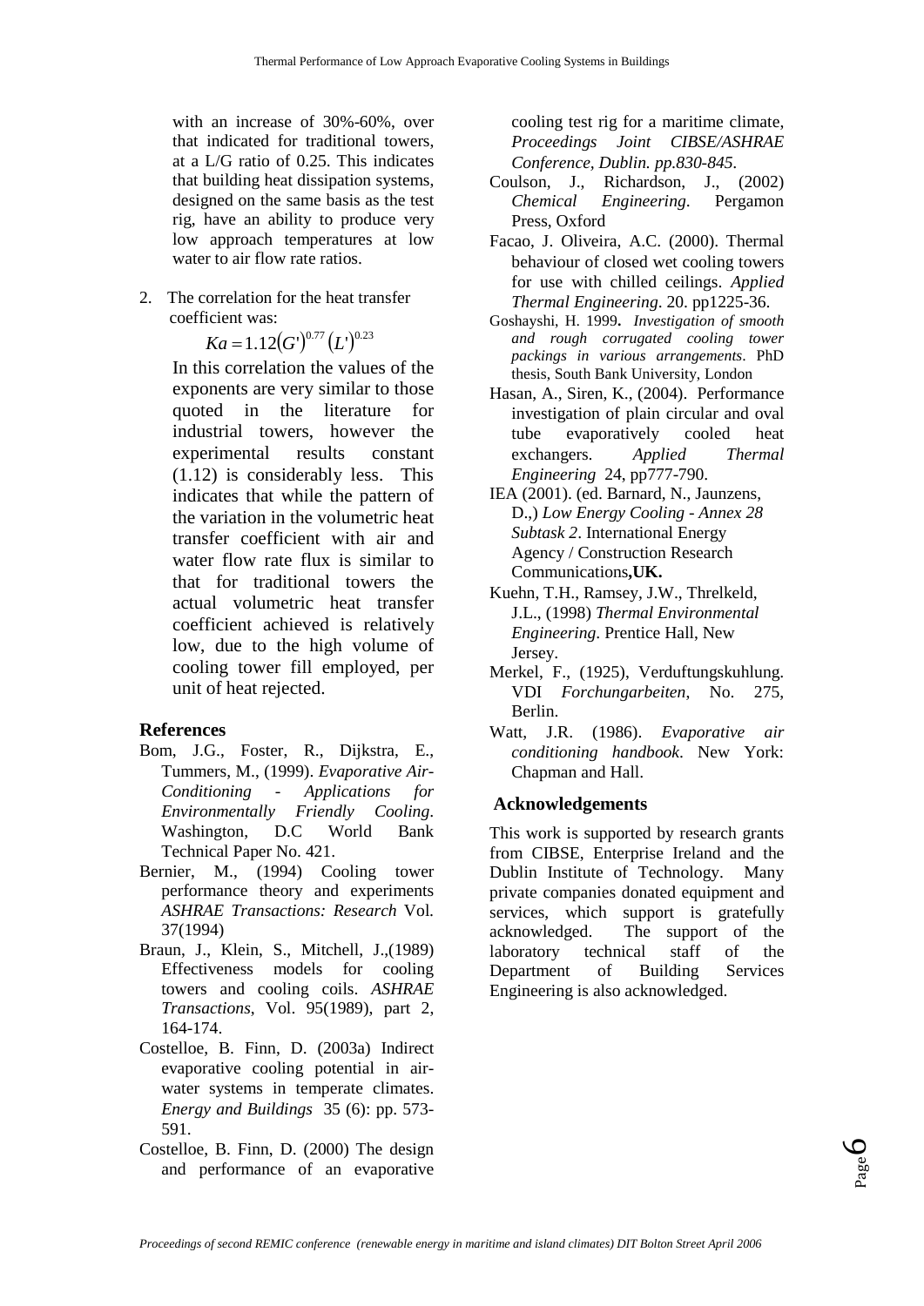with an increase of 30%-60%, over that indicated for traditional towers, at a L/G ratio of 0.25. This indicates that building heat dissipation systems, designed on the same basis as the test rig, have an ability to produce very low approach temperatures at low water to air flow rate ratios.

2. The correlation for the heat transfer coefficient was:

$$Ka = 1.12(G')^{0.77}(L')^{0.23}$$

In this correlation the values of the exponents are very similar to those quoted in the literature for industrial towers, however the experimental results constant (1.12) is considerably less. This indicates that while the pattern of the variation in the volumetric heat transfer coefficient with air and water flow rate flux is similar to that for traditional towers the actual volumetric heat transfer coefficient achieved is relatively low, due to the high volume of cooling tower fill employed, per unit of heat rejected.

## References

Bom, J.G., Foster, R., Dijkstra, E., Tummers, M., (1999). *Evaporative Air-Conditioning - Applications for Environmentally Friendly Cooling*. Washington, D.C World Bank Technical Paper No. 421.

Bernier, M., (1994) Cooling tower performance theory and experiments *ASHRAE Transactions: Research* Vol. 37(1994)

Braun, J., Klein, S., Mitchell, J.,(1989) Effectiveness models for cooling towers and cooling coils. *ASHRAE Transactions*, Vol. 95(1989), part 2, 164-174.

Costelloe, B. Finn, D. (2003a) Indirect evaporative cooling potential in air-water systems in temperate climates. *Energy and Buildings* 35 (6): pp. 573-591.

Costelloe, B. Finn, D. (2000) The design and performance of an evaporative cooling test rig for a maritime climate, *Proceedings Joint CIBSE/ASHRAE Conference, Dublin. pp.830-845.*

Coulson, J., Richardson, J., (2002) *Chemical Engineering*. Pergamon Press, Oxford

Facao, J. Oliveira, A.C. (2000). Thermal behaviour of closed wet cooling towers for use with chilled ceilings. *Applied Thermal Engineering*. 20. pp1225-36.

Goshayshi, H. 1999**.** *Investigation of smooth and rough corrugated cooling tower packings in various arrangements*. PhD thesis, South Bank University, London

Hasan, A., Siren, K., (2004). Performance investigation of plain circular and oval tube evaporatively cooled heat exchangers. *Applied Thermal Engineering* 24, pp777-790.

IEA (2001). (ed. Barnard, N., Jaunzens, D.,) *Low Energy Cooling - Annex 28 Subtask 2*. International Energy Agency / Construction Research Communications**,UK.**

Kuehn, T.H., Ramsey, J.W., Threlkeld, J.L., (1998) *Thermal Environmental Engineering*. Prentice Hall, New Jersey.

Merkel, F., (1925), Verduftungskuhlung. VDI *Forchungarbeiten*, No. 275, Berlin.

Watt, J.R. (1986). *Evaporative air conditioning handbook*. New York: Chapman and Hall.

## Acknowledgements

This work is supported by research grants from CIBSE, Enterprise Ireland and the Dublin Institute of Technology. Many private companies donated equipment and services, which support is gratefully acknowledged. The support of the laboratory technical staff of the Department of Building Services Engineering is also acknowledged.